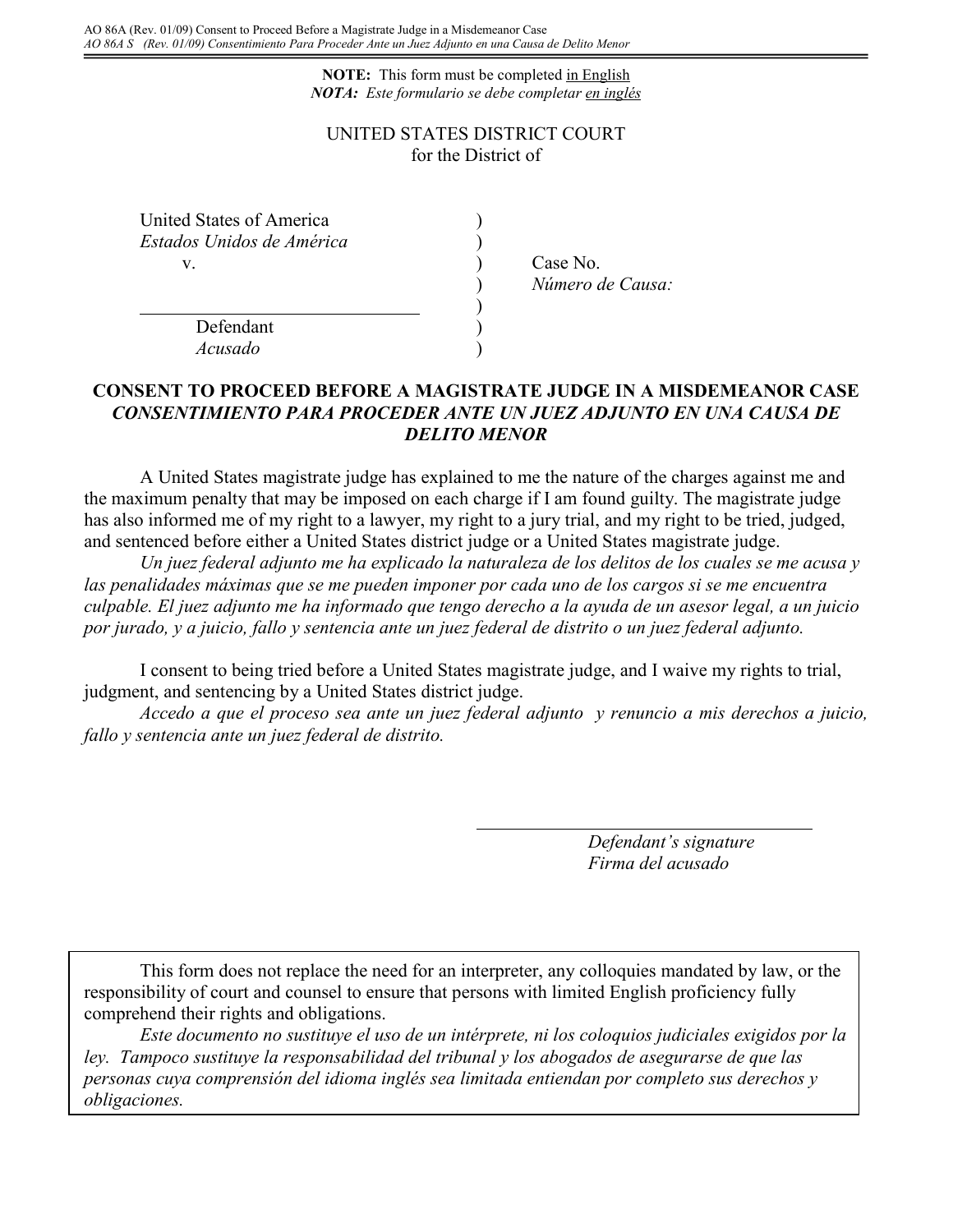AO 86A (Rev. 01/09) Consent to Proceed Before a Magistrate Judge in a Misdemeanor Case
*AO 86A S (Rev. 01/09) Consentimiento Para Proceder Ante un Juez Adjunto en una Causa de Delito Menor*

**NOTE:** This form must be completed in English
***NOTA:*** *Este formulario se debe completar en inglés*

UNITED STATES DISTRICT COURT
for the District of

United States of America
*Estados Unidos de América*
v.

______________________________
Defendant
*Acusado*

Case No.
*Número de Causa:*

## CONSENT TO PROCEED BEFORE A MAGISTRATE JUDGE IN A MISDEMEANOR CASE
## *CONSENTIMIENTO PARA PROCEDER ANTE UN JUEZ ADJUNTO EN UNA CAUSA DE DELITO MENOR*

A United States magistrate judge has explained to me the nature of the charges against me and the maximum penalty that may be imposed on each charge if I am found guilty. The magistrate judge has also informed me of my right to a lawyer, my right to a jury trial, and my right to be tried, judged, and sentenced before either a United States district judge or a United States magistrate judge.

*Un juez federal adjunto me ha explicado la naturaleza de los delitos de los cuales se me acusa y las penalidades máximas que se me pueden imponer por cada uno de los cargos si se me encuentra culpable. El juez adjunto me ha informado que tengo derecho a la ayuda de un asesor legal, a un juicio por jurado, y a juicio, fallo y sentencia ante un juez federal de distrito o un juez federal adjunto.*

I consent to being tried before a United States magistrate judge, and I waive my rights to trial, judgment, and sentencing by a United States district judge.

*Accedo a que el proceso sea ante un juez federal adjunto y renuncio a mis derechos a juicio, fallo y sentencia ante un juez federal de distrito.*

______________________________
*Defendant's signature*
*Firma del acusado*

This form does not replace the need for an interpreter, any colloquies mandated by law, or the responsibility of court and counsel to ensure that persons with limited English proficiency fully comprehend their rights and obligations.

*Este documento no sustituye el uso de un intérprete, ni los coloquios judiciales exigidos por la ley. Tampoco sustituye la responsabilidad del tribunal y los abogados de asegurarse de que las personas cuya comprensión del idioma inglés sea limitada entiendan por completo sus derechos y obligaciones.*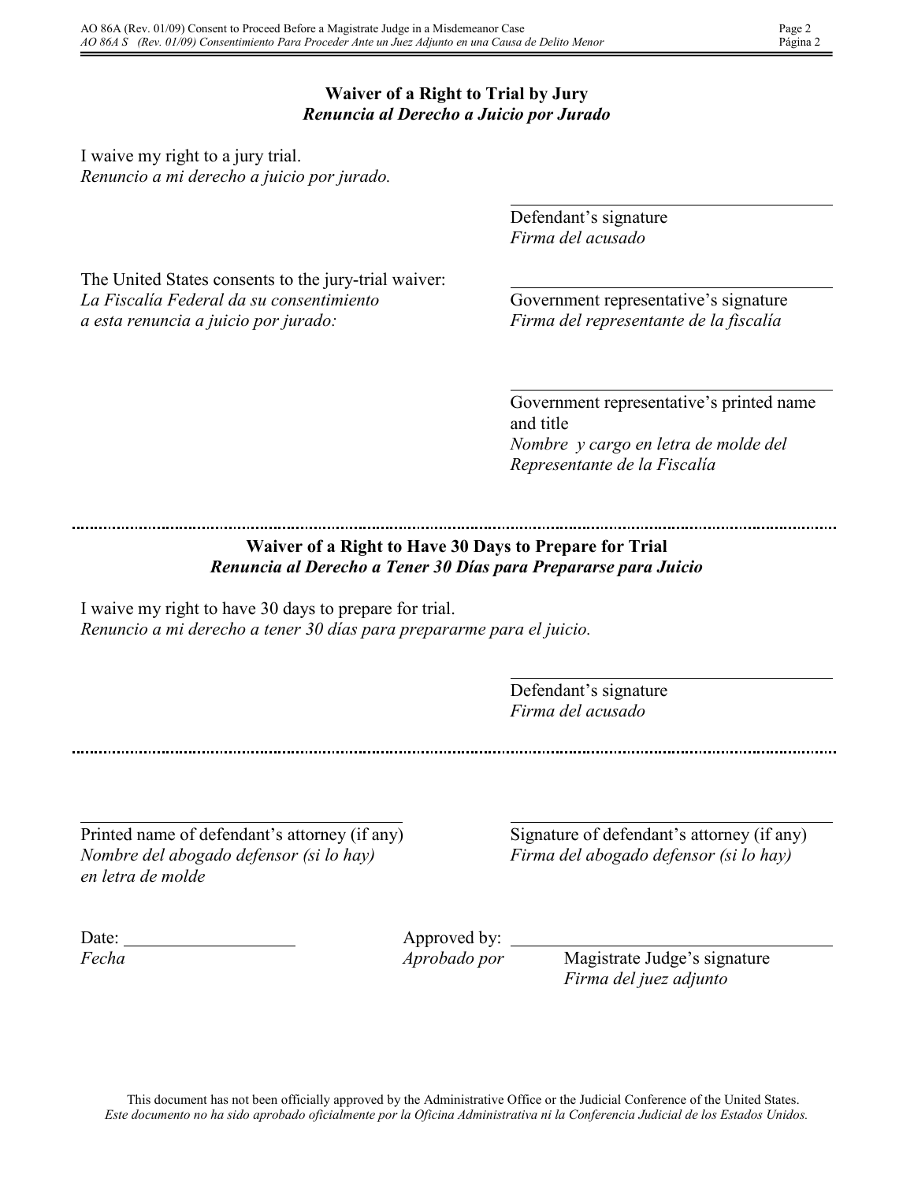## Waiver of a Right to Trial by Jury
## *Renuncia al Derecho a Juicio por Jurado*

I waive my right to a jury trial.
*Renuncio a mi derecho a juicio por jurado.*

\_\_\_\_\_\_\_\_\_\_\_\_\_\_\_\_\_\_\_\_\_\_\_\_\_\_\_\_\_\_
Defendant's signature
*Firma del acusado*

The United States consents to the jury-trial waiver:
*La Fiscalía Federal da su consentimiento a esta renuncia a juicio por jurado:*

\_\_\_\_\_\_\_\_\_\_\_\_\_\_\_\_\_\_\_\_\_\_\_\_\_\_\_\_\_\_
Government representative's signature
*Firma del representante de la fiscalía*

\_\_\_\_\_\_\_\_\_\_\_\_\_\_\_\_\_\_\_\_\_\_\_\_\_\_\_\_\_\_
Government representative's printed name and title
*Nombre y cargo en letra de molde del Representante de la Fiscalía*

---

## Waiver of a Right to Have 30 Days to Prepare for Trial
## *Renuncia al Derecho a Tener 30 Días para Prepararse para Juicio*

I waive my right to have 30 days to prepare for trial.
*Renuncio a mi derecho a tener 30 días para prepararme para el juicio.*

\_\_\_\_\_\_\_\_\_\_\_\_\_\_\_\_\_\_\_\_\_\_\_\_\_\_\_\_\_\_
Defendant's signature
*Firma del acusado*

---

\_\_\_\_\_\_\_\_\_\_\_\_\_\_\_\_\_\_\_\_\_\_\_\_\_\_\_\_\_\_
Printed name of defendant's attorney (if any)
*Nombre del abogado defensor (si lo hay) en letra de molde*

\_\_\_\_\_\_\_\_\_\_\_\_\_\_\_\_\_\_\_\_\_\_\_\_\_\_\_\_\_\_
Signature of defendant's attorney (if any)
*Firma del abogado defensor (si lo hay)*

Date: \_\_\_\_\_\_\_\_\_\_\_\_\_\_\_\_\_\_\_\_
*Fecha*

Approved by: \_\_\_\_\_\_\_\_\_\_\_\_\_\_\_\_\_\_\_\_\_\_\_\_\_\_\_\_\_\_
*Aprobado por*
Magistrate Judge's signature
*Firma del juez adjunto*

This document has not been officially approved by the Administrative Office or the Judicial Conference of the United States.
*Este documento no ha sido aprobado oficialmente por la Oficina Administrativa ni la Conferencia Judicial de los Estados Unidos.*